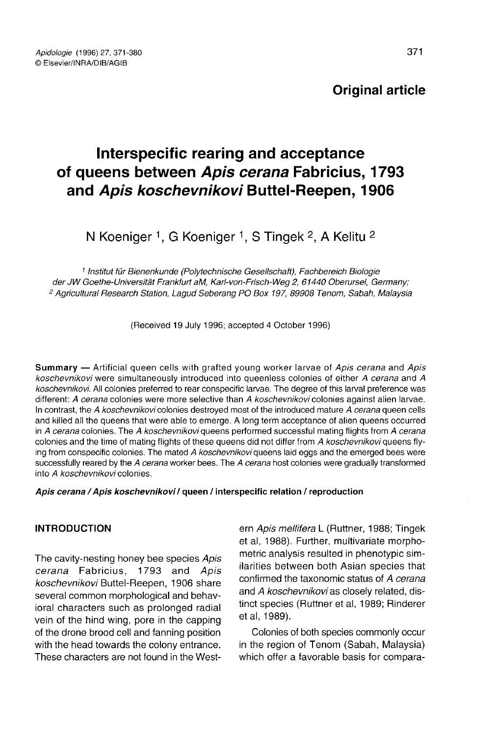**Original article**

# Interspecific rearing and acceptance of queens between *Apis cerana* Fabricius, 1793 and *Apis koschevnikovi* Buttel-Reepen, 1906

N Koeniger [1], G Koeniger [1], S Tingek [2], A Kelitu [2]

[1] *Institut für Bienenkunde (Polytechnische Gesellschaft), Fachbereich Biologie der JW Goethe-Universität Frankfurt aM, Karl-von-Frisch-Weg 2, 61440 Oberursel, Germany;*
[2] *Agricultural Research Station, Lagud Seberang PO Box 197, 89908 Tenom, Sabah, Malaysia*

(Received 19 July 1996; accepted 4 October 1996)

**Summary** — Artificial queen cells with grafted young worker larvae of *Apis cerana* and *Apis koschevnikovi* were simultaneously introduced into queenless colonies of either *A cerana* and *A koschevnikovi*. All colonies preferred to rear conspecific larvae. The degree of this larval preference was different: *A cerana* colonies were more selective than *A koschevnikovi* colonies against alien larvae. In contrast, the *A koschevnikovi* colonies destroyed most of the introduced mature *A cerana* queen cells and killed all the queens that were able to emerge. A long term acceptance of alien queens occurred in *A cerana* colonies. The *A koschevnikovi* queens performed successful mating flights from *A cerana* colonies and the time of mating flights of these queens did not differ from *A koschevnikovi* queens flying from conspecific colonies. The mated *A koschevnikovi* queens laid eggs and the emerged bees were successfully reared by the *A cerana* worker bees. The *A cerana* host colonies were gradually transformed into *A koschevnikovi* colonies.

***Apis cerana* / *Apis koschevnikovi* / queen / interspecific relation / reproduction**

## INTRODUCTION

The cavity-nesting honey bee species *Apis cerana* Fabricius, 1793 and *Apis koschevnikovi* Buttel-Reepen, 1906 share several common morphological and behavioral characters such as prolonged radial vein of the hind wing, pore in the capping of the drone brood cell and fanning position with the head towards the colony entrance. These characters are not found in the Western *Apis mellifera* L (Ruttner, 1988; Tingek et al, 1988). Further, multivariate morphometric analysis resulted in phenotypic similarities between both Asian species that confirmed the taxonomic status of *A cerana* and *A koschevnikovi* as closely related, distinct species (Ruttner et al, 1989; Rinderer et al, 1989).

Colonies of both species commonly occur in the region of Tenom (Sabah, Malaysia) which offer a favorable basis for compara-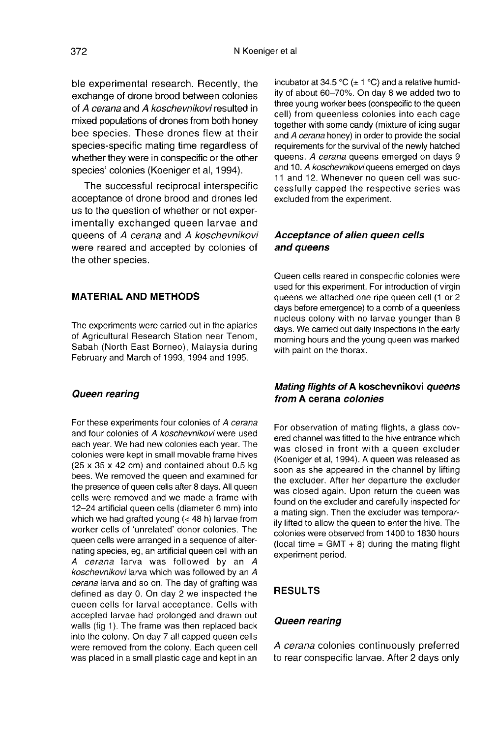ble experimental research. Recently, the exchange of drone brood between colonies of *A cerana* and *A koschevnikovi* resulted in mixed populations of drones from both honey bee species. These drones flew at their species-specific mating time regardless of whether they were in conspecific or the other species' colonies (Koeniger et al, 1994).

The successful reciprocal interspecific acceptance of drone brood and drones led us to the question of whether or not experimentally exchanged queen larvae and queens of *A cerana* and *A koschevnikovi* were reared and accepted by colonies of the other species.

## MATERIAL AND METHODS

The experiments were carried out in the apiaries of Agricultural Research Station near Tenom, Sabah (North East Borneo), Malaysia during February and March of 1993, 1994 and 1995.

### *Queen rearing*

For these experiments four colonies of *A cerana* and four colonies of *A koschevnikovi* were used each year. We had new colonies each year. The colonies were kept in small movable frame hives (25 x 35 x 42 cm) and contained about 0.5 kg bees. We removed the queen and examined for the presence of queen cells after 8 days. All queen cells were removed and we made a frame with 12–24 artificial queen cells (diameter 6 mm) into which we had grafted young (< 48 h) larvae from worker cells of 'unrelated' donor colonies. The queen cells were arranged in a sequence of alternating species, eg, an artificial queen cell with an *A cerana* larva was followed by an *A koschevnikovi* larva which was followed by an *A cerana* larva and so on. The day of grafting was defined as day 0. On day 2 we inspected the queen cells for larval acceptance. Cells with accepted larvae had prolonged and drawn out walls (fig 1). The frame was then replaced back into the colony. On day 7 all capped queen cells were removed from the colony. Each queen cell was placed in a small plastic cage and kept in an incubator at 34.5 °C (± 1 °C) and a relative humidity of about 60–70%. On day 8 we added two to three young worker bees (conspecific to the queen cell) from queenless colonies into each cage together with some candy (mixture of icing sugar and *A cerana* honey) in order to provide the social requirements for the survival of the newly hatched queens. *A cerana* queens emerged on days 9 and 10. *A koschevnikovi* queens emerged on days 11 and 12. Whenever no queen cell was successfully capped the respective series was excluded from the experiment.

### *Acceptance of alien queen cells and queens*

Queen cells reared in conspecific colonies were used for this experiment. For introduction of virgin queens we attached one ripe queen cell (1 or 2 days before emergence) to a comb of a queenless nucleus colony with no larvae younger than 8 days. We carried out daily inspections in the early morning hours and the young queen was marked with paint on the thorax.

### *Mating flights of* A koschevnikovi *queens from* A cerana *colonies*

For observation of mating flights, a glass covered channel was fitted to the hive entrance which was closed in front with a queen excluder (Koeniger et al, 1994). A queen was released as soon as she appeared in the channel by lifting the excluder. After her departure the excluder was closed again. Upon return the queen was found on the excluder and carefully inspected for a mating sign. Then the excluder was temporarily lifted to allow the queen to enter the hive. The colonies were observed from 1400 to 1830 hours (local time = GMT + 8) during the mating flight experiment period.

## RESULTS

### *Queen rearing*

*A cerana* colonies continuously preferred to rear conspecific larvae. After 2 days only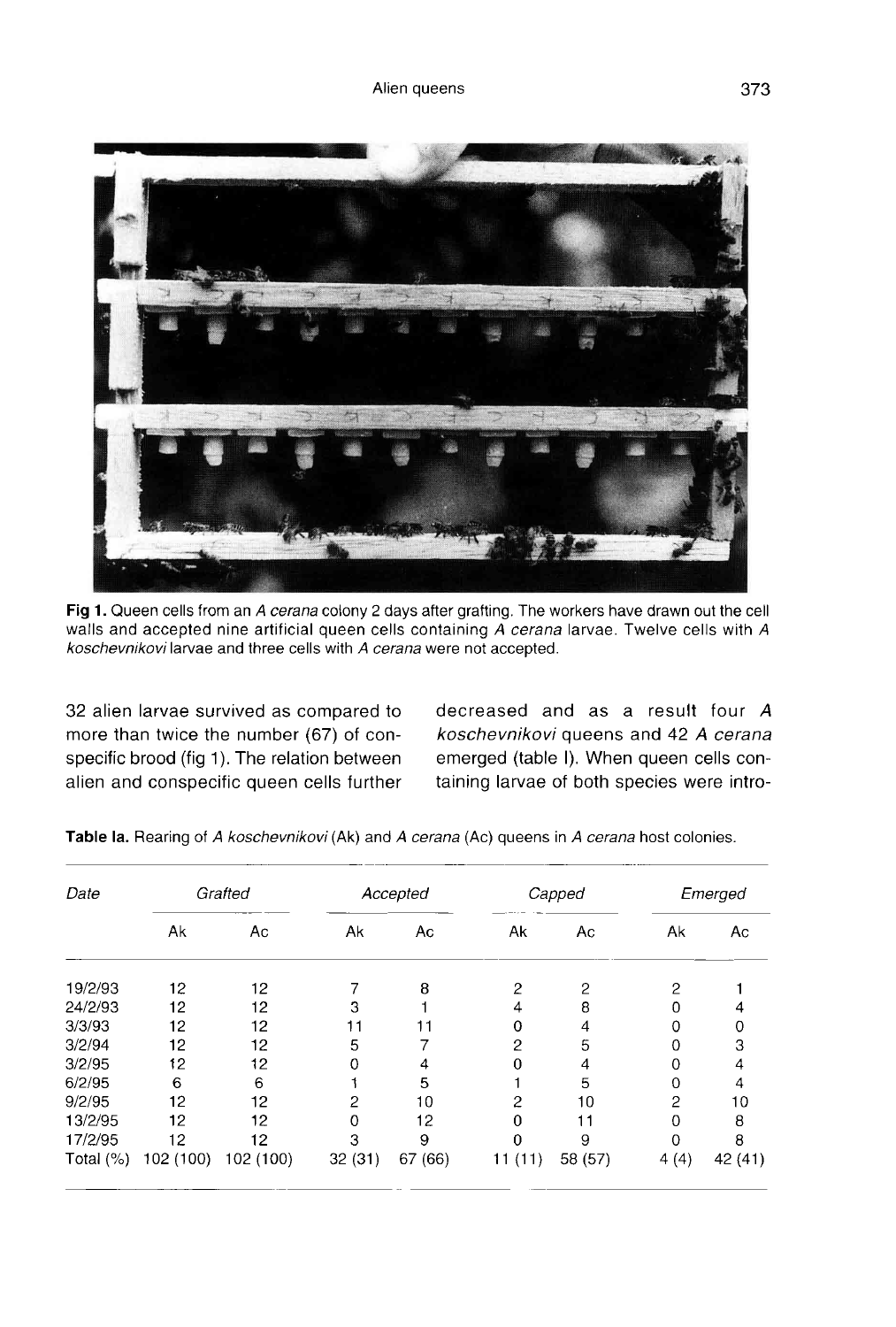Fig 1. Queen cells from an *A cerana* colony 2 days after grafting. The workers have drawn out the cell walls and accepted nine artificial queen cells containing *A cerana* larvae. Twelve cells with *A koschevnikovi* larvae and three cells with *A cerana* were not accepted.

32 alien larvae survived as compared to more than twice the number (67) of conspecific brood (fig 1). The relation between alien and conspecific queen cells further decreased and as a result four *A koschevnikovi* queens and 42 *A cerana* emerged (table I). When queen cells containing larvae of both species were intro-

Table Ia. Rearing of *A koschevnikovi* (Ak) and *A cerana* (Ac) queens in *A cerana* host colonies.

| Date | Grafted | | Accepted | | Capped | | Emerged | |
|---|---|---|---|---|---|---|---|---|
| | Ak | Ac | Ak | Ac | Ak | Ac | Ak | Ac |
| 19/2/93 | 12 | 12 | 7 | 8 | 2 | 2 | 2 | 1 |
| 24/2/93 | 12 | 12 | 3 | 1 | 4 | 8 | 0 | 4 |
| 3/3/93 | 12 | 12 | 11 | 11 | 0 | 4 | 0 | 0 |
| 3/2/94 | 12 | 12 | 5 | 7 | 2 | 5 | 0 | 3 |
| 3/2/95 | 12 | 12 | 0 | 4 | 0 | 4 | 0 | 4 |
| 6/2/95 | 6 | 6 | 1 | 5 | 1 | 5 | 0 | 4 |
| 9/2/95 | 12 | 12 | 2 | 10 | 2 | 10 | 2 | 10 |
| 13/2/95 | 12 | 12 | 0 | 12 | 0 | 11 | 0 | 8 |
| 17/2/95 | 12 | 12 | 3 | 9 | 0 | 9 | 0 | 8 |
| Total (%) | 102 (100) | 102 (100) | 32 (31) | 67 (66) | 11 (11) | 58 (57) | 4 (4) | 42 (41) |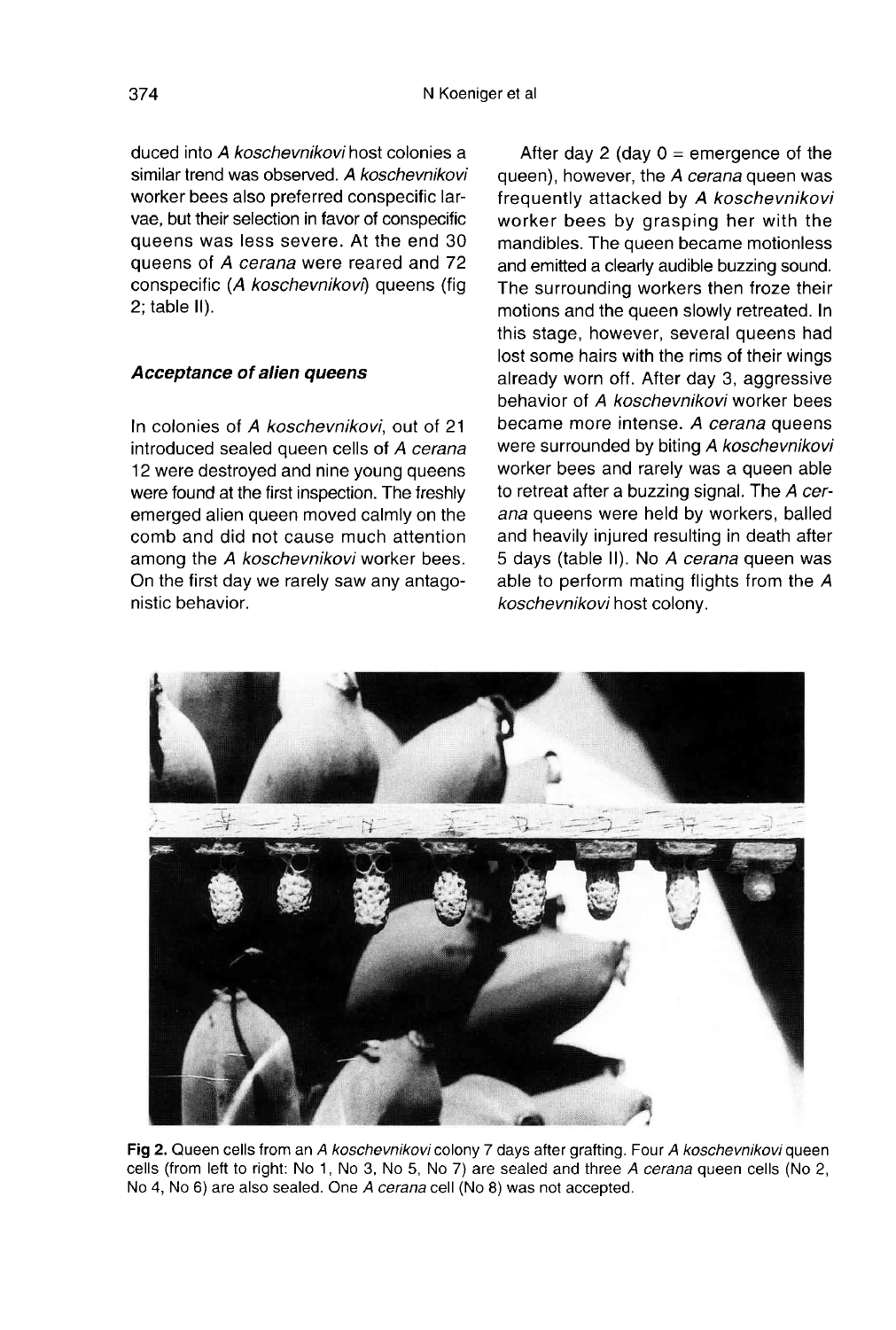duced into *A koschevnikovi* host colonies a similar trend was observed. *A koschevnikovi* worker bees also preferred conspecific larvae, but their selection in favor of conspecific queens was less severe. At the end 30 queens of *A cerana* were reared and 72 conspecific (*A koschevnikovi*) queens (fig 2; table II).

### *Acceptance of alien queens*

In colonies of *A koschevnikovi*, out of 21 introduced sealed queen cells of *A cerana* 12 were destroyed and nine young queens were found at the first inspection. The freshly emerged alien queen moved calmly on the comb and did not cause much attention among the *A koschevnikovi* worker bees. On the first day we rarely saw any antagonistic behavior.

After day 2 (day 0 = emergence of the queen), however, the *A cerana* queen was frequently attacked by *A koschevnikovi* worker bees by grasping her with the mandibles. The queen became motionless and emitted a clearly audible buzzing sound. The surrounding workers then froze their motions and the queen slowly retreated. In this stage, however, several queens had lost some hairs with the rims of their wings already worn off. After day 3, aggressive behavior of *A koschevnikovi* worker bees became more intense. *A cerana* queens were surrounded by biting *A koschevnikovi* worker bees and rarely was a queen able to retreat after a buzzing signal. The *A cerana* queens were held by workers, balled and heavily injured resulting in death after 5 days (table II). No *A cerana* queen was able to perform mating flights from the *A koschevnikovi* host colony.

**Fig 2.** Queen cells from an *A koschevnikovi* colony 7 days after grafting. Four *A koschevnikovi* queen cells (from left to right: No 1, No 3, No 5, No 7) are sealed and three *A cerana* queen cells (No 2, No 4, No 6) are also sealed. One *A cerana* cell (No 8) was not accepted.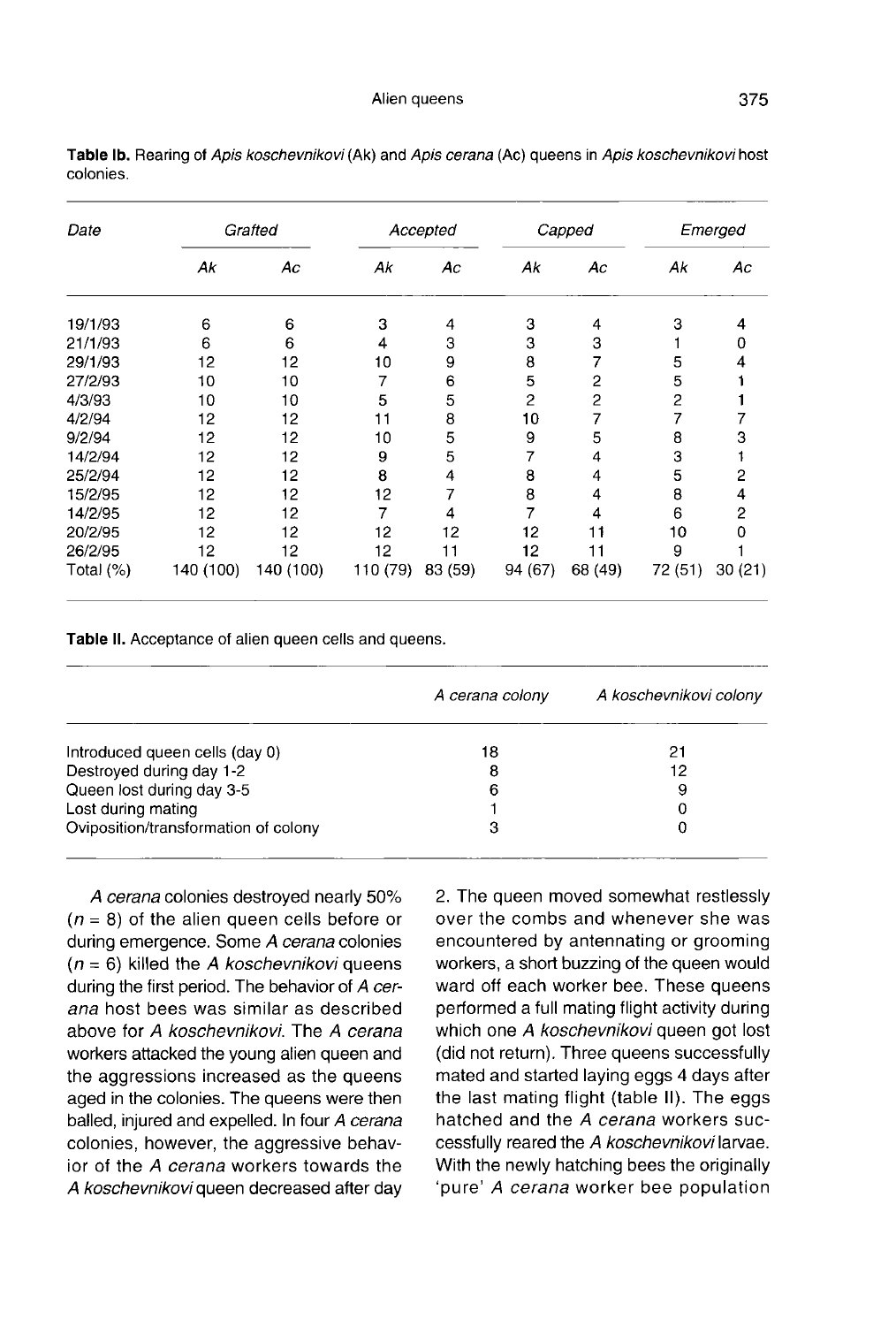**Table Ib.** Rearing of *Apis koschevnikovi* (Ak) and *Apis cerana* (Ac) queens in *Apis koschevnikovi* host colonies.

| Date | Grafted | | Accepted | | Capped | | Emerged | |
|---|---|---|---|---|---|---|---|---|
| | Ak | Ac | Ak | Ac | Ak | Ac | Ak | Ac |
| 19/1/93 | 6 | 6 | 3 | 4 | 3 | 4 | 3 | 4 |
| 21/1/93 | 6 | 6 | 4 | 3 | 3 | 3 | 1 | 0 |
| 29/1/93 | 12 | 12 | 10 | 9 | 8 | 7 | 5 | 4 |
| 27/2/93 | 10 | 10 | 7 | 6 | 5 | 2 | 5 | 1 |
| 4/3/93 | 10 | 10 | 5 | 5 | 2 | 2 | 2 | 1 |
| 4/2/94 | 12 | 12 | 11 | 8 | 10 | 7 | 7 | 7 |
| 9/2/94 | 12 | 12 | 10 | 5 | 9 | 5 | 8 | 3 |
| 14/2/94 | 12 | 12 | 9 | 5 | 7 | 4 | 3 | 1 |
| 25/2/94 | 12 | 12 | 8 | 4 | 8 | 4 | 5 | 2 |
| 15/2/95 | 12 | 12 | 12 | 7 | 8 | 4 | 8 | 4 |
| 14/2/95 | 12 | 12 | 7 | 4 | 7 | 4 | 6 | 2 |
| 20/2/95 | 12 | 12 | 12 | 12 | 12 | 11 | 10 | 0 |
| 26/2/95 | 12 | 12 | 12 | 11 | 12 | 11 | 9 | 1 |
| Total (%) | 140 (100) | 140 (100) | 110 (79) | 83 (59) | 94 (67) | 68 (49) | 72 (51) | 30 (21) |

**Table II.** Acceptance of alien queen cells and queens.

| | *A cerana* colony | *A koschevnikovi* colony |
|---|---|---|
| Introduced queen cells (day 0) | 18 | 21 |
| Destroyed during day 1-2 | 8 | 12 |
| Queen lost during day 3-5 | 6 | 9 |
| Lost during mating | 1 | 0 |
| Oviposition/transformation of colony | 3 | 0 |

*A cerana* colonies destroyed nearly 50% ($n = 8$) of the alien queen cells before or during emergence. Some *A cerana* colonies ($n = 6$) killed the *A koschevnikovi* queens during the first period. The behavior of *A cerana* host bees was similar as described above for *A koschevnikovi*. The *A cerana* workers attacked the young alien queen and the aggressions increased as the queens aged in the colonies. The queens were then balled, injured and expelled. In four *A cerana* colonies, however, the aggressive behavior of the *A cerana* workers towards the *A koschevnikovi* queen decreased after day 2. The queen moved somewhat restlessly over the combs and whenever she was encountered by antennating or grooming workers, a short buzzing of the queen would ward off each worker bee. These queens performed a full mating flight activity during which one *A koschevnikovi* queen got lost (did not return). Three queens successfully mated and started laying eggs 4 days after the last mating flight (table II). The eggs hatched and the *A cerana* workers successfully reared the *A koschevnikovi* larvae. With the newly hatching bees the originally 'pure' *A cerana* worker bee population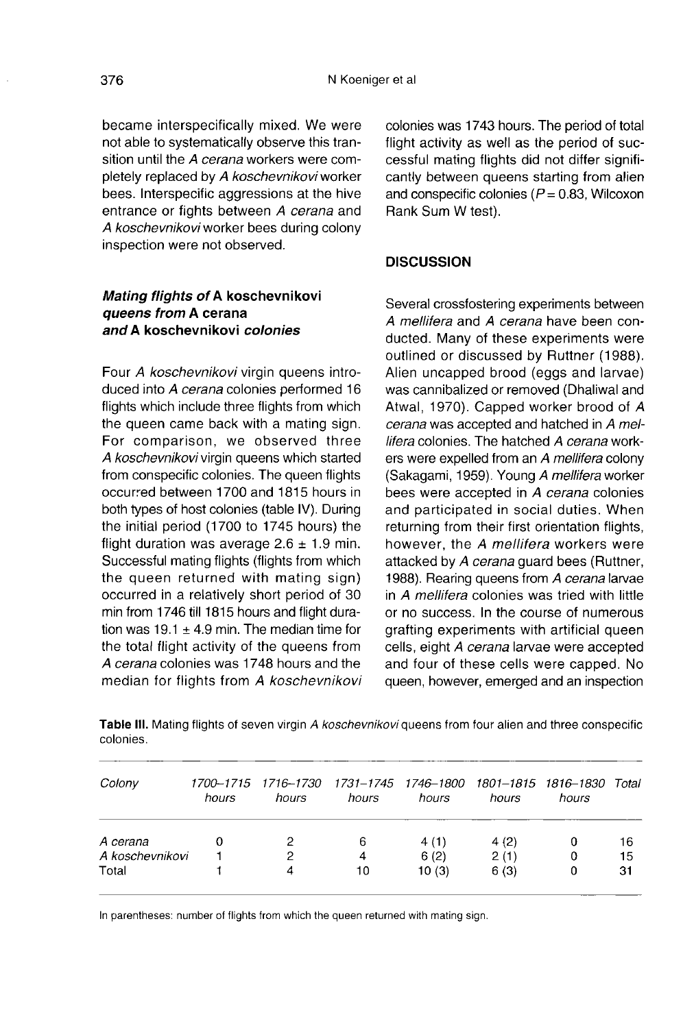became interspecifically mixed. We were not able to systematically observe this transition until the *A cerana* workers were completely replaced by *A koschevnikovi* worker bees. Interspecific aggressions at the hive entrance or fights between *A cerana* and *A koschevnikovi* worker bees during colony inspection were not observed.

### *Mating flights of* A koschevnikovi *queens from* A cerana *and* A koschevnikovi *colonies*

Four *A koschevnikovi* virgin queens introduced into *A cerana* colonies performed 16 flights which include three flights from which the queen came back with a mating sign. For comparison, we observed three *A koschevnikovi* virgin queens which started from conspecific colonies. The queen flights occurred between 1700 and 1815 hours in both types of host colonies (table IV). During the initial period (1700 to 1745 hours) the flight duration was average $2.6 \pm 1.9$ min. Successful mating flights (flights from which the queen returned with mating sign) occurred in a relatively short period of 30 min from 1746 till 1815 hours and flight duration was $19.1 \pm 4.9$ min. The median time for the total flight activity of the queens from *A cerana* colonies was 1748 hours and the median for flights from *A koschevnikovi* colonies was 1743 hours. The period of total flight activity as well as the period of successful mating flights did not differ significantly between queens starting from alien and conspecific colonies ($P = 0.83$, Wilcoxon Rank Sum W test).

## DISCUSSION

Several crossfostering experiments between *A mellifera* and *A cerana* have been conducted. Many of these experiments were outlined or discussed by Ruttner (1988). Alien uncapped brood (eggs and larvae) was cannibalized or removed (Dhaliwal and Atwal, 1970). Capped worker brood of *A cerana* was accepted and hatched in *A mellifera* colonies. The hatched *A cerana* workers were expelled from an *A mellifera* colony (Sakagami, 1959). Young *A mellifera* worker bees were accepted in *A cerana* colonies and participated in social duties. When returning from their first orientation flights, however, the *A mellifera* workers were attacked by *A cerana* guard bees (Ruttner, 1988). Rearing queens from *A cerana* larvae in *A mellifera* colonies was tried with little or no success. In the course of numerous grafting experiments with artificial queen cells, eight *A cerana* larvae were accepted and four of these cells were capped. No queen, however, emerged and an inspection

**Table III.** Mating flights of seven virgin *A koschevnikovi* queens from four alien and three conspecific colonies.

| Colony | 1700–1715 hours | 1716–1730 hours | 1731–1745 hours | 1746–1800 hours | 1801–1815 hours | 1816–1830 hours | Total |
|---|---|---|---|---|---|---|---|
| *A cerana* | 0 | 2 | 6 | 4 (1) | 4 (2) | 0 | 16 |
| *A koschevnikovi* | 1 | 2 | 4 | 6 (2) | 2 (1) | 0 | 15 |
| Total | 1 | 4 | 10 | 10 (3) | 6 (3) | 0 | 31 |

In parentheses: number of flights from which the queen returned with mating sign.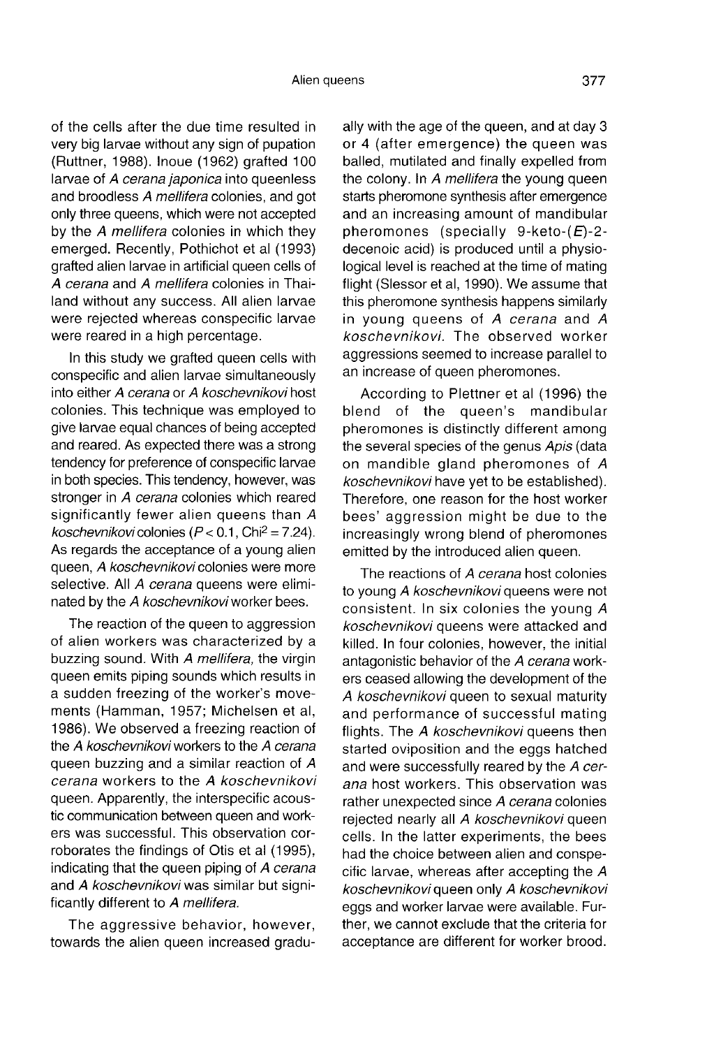of the cells after the due time resulted in very big larvae without any sign of pupation (Ruttner, 1988). Inoue (1962) grafted 100 larvae of *A cerana japonica* into queenless and broodless *A mellifera* colonies, and got only three queens, which were not accepted by the *A mellifera* colonies in which they emerged. Recently, Pothichot et al (1993) grafted alien larvae in artificial queen cells of *A cerana* and *A mellifera* colonies in Thailand without any success. All alien larvae were rejected whereas conspecific larvae were reared in a high percentage.

In this study we grafted queen cells with conspecific and alien larvae simultaneously into either *A cerana* or *A koschevnikovi* host colonies. This technique was employed to give larvae equal chances of being accepted and reared. As expected there was a strong tendency for preference of conspecific larvae in both species. This tendency, however, was stronger in *A cerana* colonies which reared significantly fewer alien queens than *A koschevnikovi* colonies ($P < 0.1$, $Chi^2 = 7.24$). As regards the acceptance of a young alien queen, *A koschevnikovi* colonies were more selective. All *A cerana* queens were eliminated by the *A koschevnikovi* worker bees.

The reaction of the queen to aggression of alien workers was characterized by a buzzing sound. With *A mellifera*, the virgin queen emits piping sounds which results in a sudden freezing of the worker's movements (Hamman, 1957; Michelsen et al, 1986). We observed a freezing reaction of the *A koschevnikovi* workers to the *A cerana* queen buzzing and a similar reaction of *A cerana* workers to the *A koschevnikovi* queen. Apparently, the interspecific acoustic communication between queen and workers was successful. This observation corroborates the findings of Otis et al (1995), indicating that the queen piping of *A cerana* and *A koschevnikovi* was similar but significantly different to *A mellifera*.

The aggressive behavior, however, towards the alien queen increased gradually with the age of the queen, and at day 3 or 4 (after emergence) the queen was balled, mutilated and finally expelled from the colony. In *A mellifera* the young queen starts pheromone synthesis after emergence and an increasing amount of mandibular pheromones (specially 9-keto-(*E*)-2-decenoic acid) is produced until a physiological level is reached at the time of mating flight (Slessor et al, 1990). We assume that this pheromone synthesis happens similarly in young queens of *A cerana* and *A koschevnikovi*. The observed worker aggressions seemed to increase parallel to an increase of queen pheromones.

According to Plettner et al (1996) the blend of the queen's mandibular pheromones is distinctly different among the several species of the genus *Apis* (data on mandible gland pheromones of *A koschevnikovi* have yet to be established). Therefore, one reason for the host worker bees' aggression might be due to the increasingly wrong blend of pheromones emitted by the introduced alien queen.

The reactions of *A cerana* host colonies to young *A koschevnikovi* queens were not consistent. In six colonies the young *A koschevnikovi* queens were attacked and killed. In four colonies, however, the initial antagonistic behavior of the *A cerana* workers ceased allowing the development of the *A koschevnikovi* queen to sexual maturity and performance of successful mating flights. The *A koschevnikovi* queens then started oviposition and the eggs hatched and were successfully reared by the *A cerana* host workers. This observation was rather unexpected since *A cerana* colonies rejected nearly all *A koschevnikovi* queen cells. In the latter experiments, the bees had the choice between alien and conspecific larvae, whereas after accepting the *A koschevnikovi* queen only *A koschevnikovi* eggs and worker larvae were available. Further, we cannot exclude that the criteria for acceptance are different for worker brood.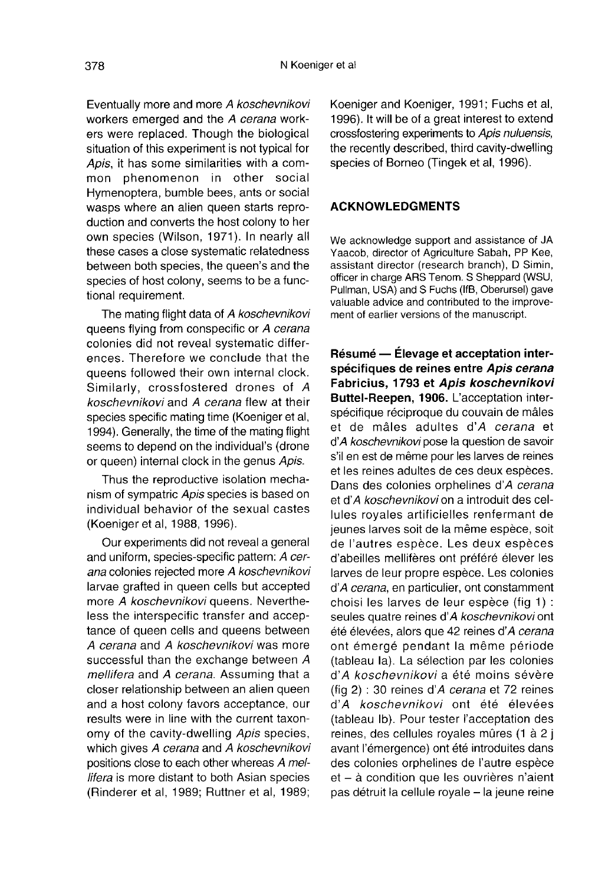Eventually more and more *A koschevnikovi* workers emerged and the *A cerana* workers were replaced. Though the biological situation of this experiment is not typical for *Apis*, it has some similarities with a common phenomenon in other social Hymenoptera, bumble bees, ants or social wasps where an alien queen starts reproduction and converts the host colony to her own species (Wilson, 1971). In nearly all these cases a close systematic relatedness between both species, the queen's and the species of host colony, seems to be a functional requirement.

The mating flight data of *A koschevnikovi* queens flying from conspecific or *A cerana* colonies did not reveal systematic differences. Therefore we conclude that the queens followed their own internal clock. Similarly, crossfostered drones of *A koschevnikovi* and *A cerana* flew at their species specific mating time (Koeniger et al, 1994). Generally, the time of the mating flight seems to depend on the individual's (drone or queen) internal clock in the genus *Apis*.

Thus the reproductive isolation mechanism of sympatric *Apis* species is based on individual behavior of the sexual castes (Koeniger et al, 1988, 1996).

Our experiments did not reveal a general and uniform, species-specific pattern: *A cerana* colonies rejected more *A koschevnikovi* larvae grafted in queen cells but accepted more *A koschevnikovi* queens. Nevertheless the interspecific transfer and acceptance of queen cells and queens between *A cerana* and *A koschevnikovi* was more successful than the exchange between *A mellifera* and *A cerana*. Assuming that a closer relationship between an alien queen and a host colony favors acceptance, our results were in line with the current taxonomy of the cavity-dwelling *Apis* species, which gives *A cerana* and *A koschevnikovi* positions close to each other whereas *A mellifera* is more distant to both Asian species (Rinderer et al, 1989; Ruttner et al, 1989; Koeniger and Koeniger, 1991; Fuchs et al, 1996). It will be of a great interest to extend crossfostering experiments to *Apis nuluensis*, the recently described, third cavity-dwelling species of Borneo (Tingek et al, 1996).

## ACKNOWLEDGMENTS

We acknowledge support and assistance of JA Yaacob, director of Agriculture Sabah, PP Kee, assistant director (research branch), D Simin, officer in charge ARS Tenom. S Sheppard (WSU, Pullman, USA) and S Fuchs (IfB, Oberursel) gave valuable advice and contributed to the improvement of earlier versions of the manuscript.

**Résumé — Élevage et acceptation interspécifiques de reines entre *Apis cerana* Fabricius, 1793 et *Apis koschevnikovi* Buttel-Reepen, 1906.** L'acceptation interspécifique réciproque du couvain de mâles et de mâles adultes d'*A cerana* et d'*A koschevnikovi* pose la question de savoir s'il en est de même pour les larves de reines et les reines adultes de ces deux espèces. Dans des colonies orphelines d'*A cerana* et d'*A koschevnikovi* on a introduit des cellules royales artificielles renfermant de jeunes larves soit de la même espèce, soit de l'autres espèce. Les deux espèces d'abeilles mellifères ont préféré élever les larves de leur propre espèce. Les colonies d'*A cerana*, en particulier, ont constamment choisi les larves de leur espèce (fig 1) : seules quatre reines d'*A koschevnikovi* ont été élevées, alors que 42 reines d'*A cerana* ont émergé pendant la même période (tableau Ia). La sélection par les colonies d'*A koschevnikovi* a été moins sévère (fig 2) : 30 reines d'*A cerana* et 72 reines d'*A koschevnikovi* ont été élevées (tableau Ib). Pour tester l'acceptation des reines, des cellules royales mûres (1 à 2 j avant l'émergence) ont été introduites dans des colonies orphelines de l'autre espèce et – à condition que les ouvrières n'aient pas détruit la cellule royale – la jeune reine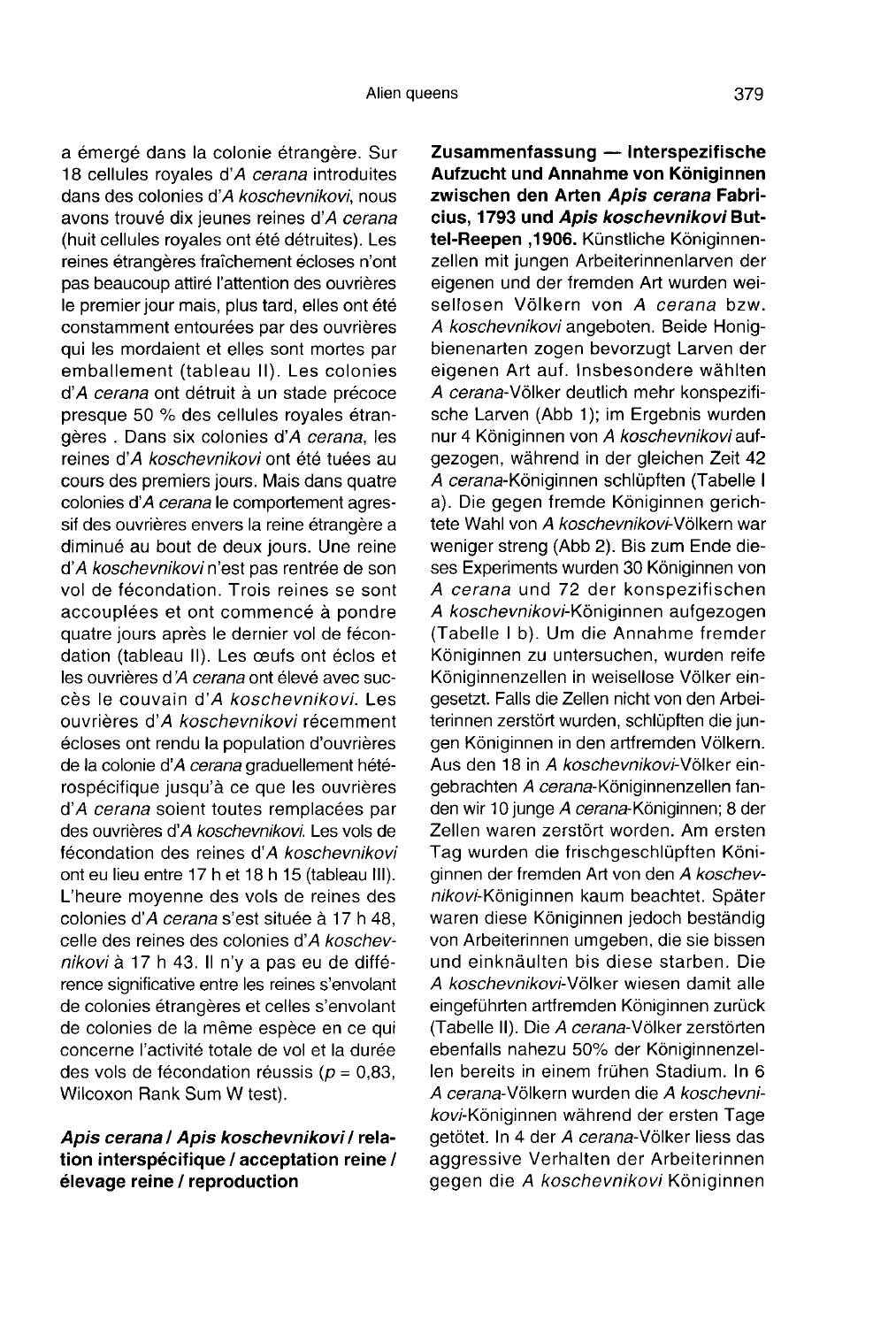a émergé dans la colonie étrangère. Sur 18 cellules royales d'*A cerana* introduites dans des colonies d'*A koschevnikovi*, nous avons trouvé dix jeunes reines d'*A cerana* (huit cellules royales ont été détruites). Les reines étrangères fraîchement écloses n'ont pas beaucoup attiré l'attention des ouvrières le premier jour mais, plus tard, elles ont été constamment entourées par des ouvrières qui les mordaient et elles sont mortes par emballement (tableau II). Les colonies d'*A cerana* ont détruit à un stade précoce presque 50 % des cellules royales étrangères . Dans six colonies d'*A cerana*, les reines d'*A koschevnikovi* ont été tuées au cours des premiers jours. Mais dans quatre colonies d'*A cerana* le comportement agressif des ouvrières envers la reine étrangère a diminué au bout de deux jours. Une reine d'*A koschevnikovi* n'est pas rentrée de son vol de fécondation. Trois reines se sont accouplées et ont commencé à pondre quatre jours après le dernier vol de fécondation (tableau II). Les œufs ont éclos et les ouvrières d'*A cerana* ont élevé avec succès le couvain d'*A koschevnikovi*. Les ouvrières d'*A koschevnikovi* récemment écloses ont rendu la population d'ouvrières de la colonie d'*A cerana* graduellement hétérospécifique jusqu'à ce que les ouvrières d'*A cerana* soient toutes remplacées par des ouvrières d'*A koschevnikovi*. Les vols de fécondation des reines d'*A koschevnikovi* ont eu lieu entre 17 h et 18 h 15 (tableau III). L'heure moyenne des vols de reines des colonies d'*A cerana* s'est située à 17 h 48, celle des reines des colonies d'*A koschevnikovi* à 17 h 43. Il n'y a pas eu de différence significative entre les reines s'envolant de colonies étrangères et celles s'envolant de colonies de la même espèce en ce qui concerne l'activité totale de vol et la durée des vols de fécondation réussis ($p = 0,83$, Wilcoxon Rank Sum W test).

***Apis cerana* / *Apis koschevnikovi* / relation interspécifique / acceptation reine / élevage reine / reproduction**

**Zusammenfassung — Interspezifische Aufzucht und Annahme von Königinnen zwischen den Arten *Apis cerana* Fabricius, 1793 und *Apis koschevnikovi* Buttel-Reepen ,1906.** Künstliche Königinnenzellen mit jungen Arbeiterinnenlarven der eigenen und der fremden Art wurden weisellosen Völkern von *A cerana* bzw. *A koschevnikovi* angeboten. Beide Honigbienenarten zogen bevorzugt Larven der eigenen Art auf. Insbesondere wählten *A cerana*-Völker deutlich mehr konspezifische Larven (Abb 1); im Ergebnis wurden nur 4 Königinnen von *A koschevnikovi* aufgezogen, während in der gleichen Zeit 42 *A cerana*-Königinnen schlüpften (Tabelle I a). Die gegen fremde Königinnen gerichtete Wahl von *A koschevnikovi*-Völkern war weniger streng (Abb 2). Bis zum Ende dieses Experiments wurden 30 Königinnen von *A cerana* und 72 der konspezifischen *A koschevnikovi*-Königinnen aufgezogen (Tabelle I b). Um die Annahme fremder Königinnen zu untersuchen, wurden reife Königinnenzellen in weisellose Völker eingesetzt. Falls die Zellen nicht von den Arbeiterinnen zerstört wurden, schlüpften die jungen Königinnen in den artfremden Völkern. Aus den 18 in *A koschevnikovi*-Völker eingebrachten *A cerana*-Königinnenzellen fanden wir 10 junge *A cerana*-Königinnen; 8 der Zellen waren zerstört worden. Am ersten Tag wurden die frischgeschlüpften Königinnen der fremden Art von den *A koschevnikovi*-Königinnen kaum beachtet. Später waren diese Königinnen jedoch beständig von Arbeiterinnen umgeben, die sie bissen und einknäulten bis diese starben. Die *A koschevnikovi*-Völker wiesen damit alle eingeführten artfremden Königinnen zurück (Tabelle II). Die *A cerana*-Völker zerstörten ebenfalls nahezu 50% der Königinnenzellen bereits in einem frühen Stadium. In 6 *A cerana*-Völkern wurden die *A koschevnikovi*-Königinnen während der ersten Tage getötet. In 4 der *A cerana*-Völker liess das aggressive Verhalten der Arbeiterinnen gegen die *A koschevnikovi* Königinnen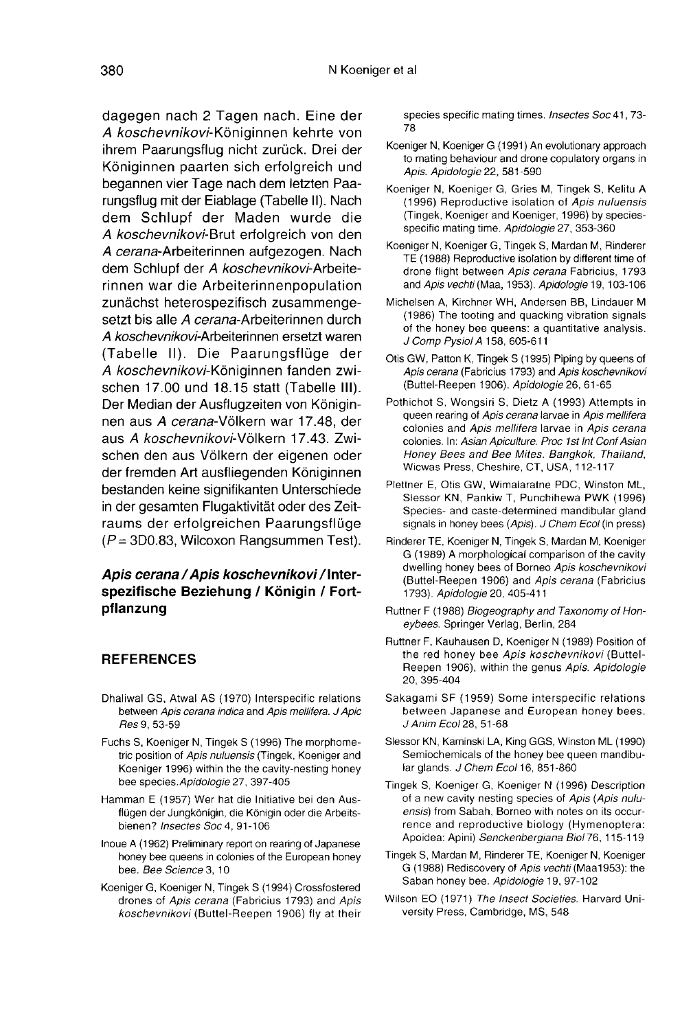dagegen nach 2 Tagen nach. Eine der *A koschevnikovi*-Königinnen kehrte von ihrem Paarungsflug nicht zurück. Drei der Königinnen paarten sich erfolgreich und begannen vier Tage nach dem letzten Paarungsflug mit der Eiablage (Tabelle II). Nach dem Schlupf der Maden wurde die *A koschevnikovi*-Brut erfolgreich von den *A cerana*-Arbeiterinnen aufgezogen. Nach dem Schlupf der *A koschevnikovi*-Arbeiterinnen war die Arbeiterinnenpopulation zunächst heterospezifisch zusammengesetzt bis alle *A cerana*-Arbeiterinnen durch *A koschevnikovi*-Arbeiterinnen ersetzt waren (Tabelle II). Die Paarungsflüge der *A koschevnikovi*-Königinnen fanden zwischen 17.00 und 18.15 statt (Tabelle III). Der Median der Ausflugzeiten von Königinnen aus *A cerana*-Völkern war 17.48, der aus *A koschevnikovi*-Völkern 17.43. Zwischen den aus Völkern der eigenen oder der fremden Art ausfliegenden Königinnen bestanden keine signifikanten Unterschiede in der gesamten Flugaktivität oder des Zeitraums der erfolgreichen Paarungsflüge ($P$ = 3D0.83, Wilcoxon Rangsummen Test).

***Apis cerana / Apis koschevnikovi* / Interspezifische Beziehung / Königin / Fortpflanzung**

## REFERENCES

Dhaliwal GS, Atwal AS (1970) Interspecific relations between *Apis cerana indica* and *Apis mellifera*. *J Apic Res* 9, 53-59

Fuchs S, Koeniger N, Tingek S (1996) The morphometric position of *Apis nuluensis* (Tingek, Koeniger and Koeniger 1996) within the the cavity-nesting honey bee species. *Apidologie* 27, 397-405

Hamman E (1957) Wer hat die Initiative bei den Ausflügen der Jungkönigin, die Königin oder die Arbeitsbienen? *Insectes Soc* 4, 91-106

Inoue A (1962) Preliminary report on rearing of Japanese honey bee queens in colonies of the European honey bee. *Bee Science* 3, 10

Koeniger G, Koeniger N, Tingek S (1994) Crossfostered drones of *Apis cerana* (Fabricius 1793) and *Apis koschevnikovi* (Buttel-Reepen 1906) fly at their species specific mating times. *Insectes Soc* 41, 73-78

Koeniger N, Koeniger G (1991) An evolutionary approach to mating behaviour and drone copulatory organs in *Apis*. *Apidologie* 22, 581-590

Koeniger N, Koeniger G, Gries M, Tingek S, Kelitu A (1996) Reproductive isolation of *Apis nuluensis* (Tingek, Koeniger and Koeniger, 1996) by species-specific mating time. *Apidologie* 27, 353-360

Koeniger N, Koeniger G, Tingek S, Mardan M, Rinderer TE (1988) Reproductive isolation by different time of drone flight between *Apis cerana* Fabricius, 1793 and *Apis vechti* (Maa, 1953). *Apidologie* 19, 103-106

Michelsen A, Kirchner WH, Andersen BB, Lindauer M (1986) The tooting and quacking vibration signals of the honey bee queens: a quantitative analysis. *J Comp Pysiol A* 158, 605-611

Otis GW, Patton K, Tingek S (1995) Piping by queens of *Apis cerana* (Fabricius 1793) and *Apis koschevnikovi* (Buttel-Reepen 1906). *Apidologie* 26, 61-65

Pothichot S, Wongsiri S, Dietz A (1993) Attempts in queen rearing of *Apis cerana* larvae in *Apis mellifera* colonies and *Apis mellifera* larvae in *Apis cerana* colonies. In: *Asian Apiculture. Proc 1st Int Conf Asian Honey Bees and Bee Mites. Bangkok, Thailand*, Wicwas Press, Cheshire, CT, USA, 112-117

Plettner E, Otis GW, Wimalaratne PDC, Winston ML, Slessor KN, Pankiw T, Punchihewa PWK (1996) Species- and caste-determined mandibular gland signals in honey bees (*Apis*). *J Chem Ecol* (in press)

Rinderer TE, Koeniger N, Tingek S, Mardan M, Koeniger G (1989) A morphological comparison of the cavity dwelling honey bees of Borneo *Apis koschevnikovi* (Buttel-Reepen 1906) and *Apis cerana* (Fabricius 1793). *Apidologie* 20, 405-411

Ruttner F (1988) *Biogeography and Taxonomy of Honeybees*. Springer Verlag, Berlin, 284

Ruttner F, Kauhausen D, Koeniger N (1989) Position of the red honey bee *Apis koschevnikovi* (Buttel-Reepen 1906), within the genus *Apis*. *Apidologie* 20, 395-404

Sakagami SF (1959) Some interspecific relations between Japanese and European honey bees. *J Anim Ecol* 28, 51-68

Slessor KN, Kaminski LA, King GGS, Winston ML (1990) Semiochemicals of the honey bee queen mandibular glands. *J Chem Ecol* 16, 851-860

Tingek S, Koeniger G, Koeniger N (1996) Description of a new cavity nesting species of *Apis* (*Apis nuluensis*) from Sabah, Borneo with notes on its occurrence and reproductive biology (Hymenoptera: Apoidea: Apini) *Senckenbergiana Biol* 76, 115-119

Tingek S, Mardan M, Rinderer TE, Koeniger N, Koeniger G (1988) Rediscovery of *Apis vechti* (Maa1953): the Saban honey bee. *Apidologie* 19, 97-102

Wilson EO (1971) *The Insect Societies*. Harvard University Press, Cambridge, MS, 548